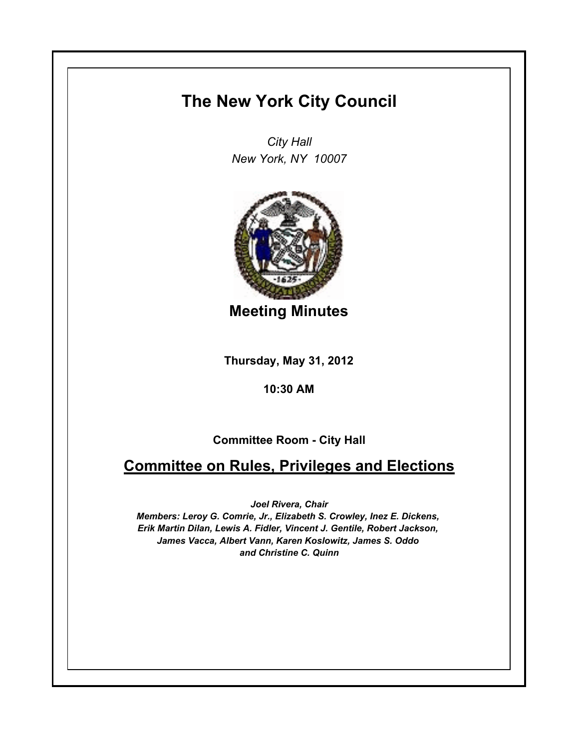# The New York City Council

*City Hall*
*New York, NY 10007*

## Meeting Minutes

**Thursday, May 31, 2012**

**10:30 AM**

**Committee Room - City Hall**

## Committee on Rules, Privileges and Elections

***Joel Rivera, Chair***
***Members: Leroy G. Comrie, Jr., Elizabeth S. Crowley, Inez E. Dickens, Erik Martin Dilan, Lewis A. Fidler, Vincent J. Gentile, Robert Jackson, James Vacca, Albert Vann, Karen Koslowitz, James S. Oddo and Christine C. Quinn***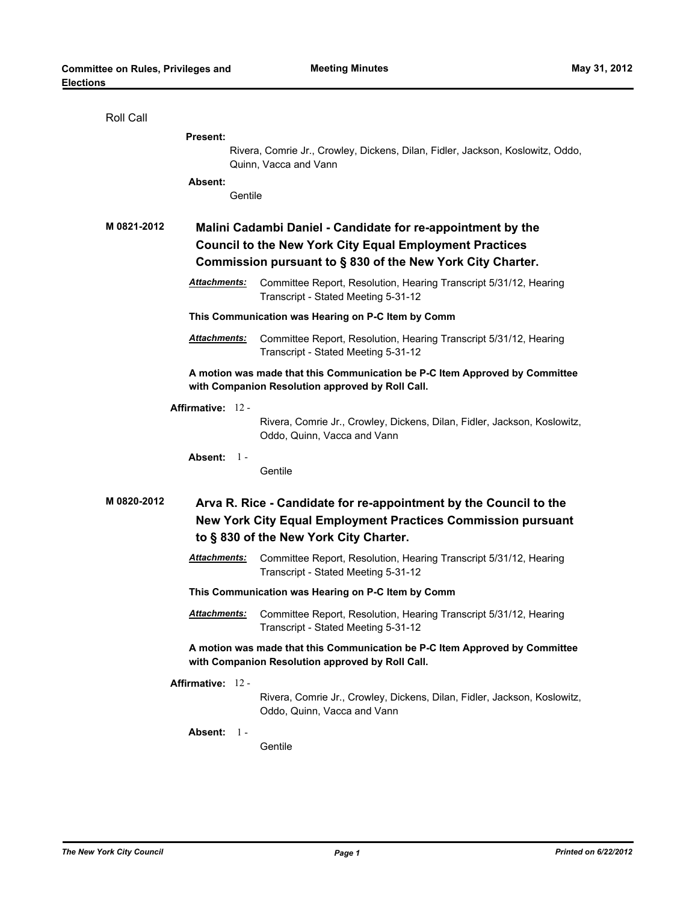Roll Call

**Present:**
Rivera, Comrie Jr., Crowley, Dickens, Dilan, Fidler, Jackson, Koslowitz, Oddo, Quinn, Vacca and Vann

**Absent:**
Gentile

**M 0821-2012** **Malini Cadambi Daniel - Candidate for re-appointment by the Council to the New York City Equal Employment Practices Commission pursuant to § 830 of the New York City Charter.**

***Attachments:*** Committee Report, Resolution, Hearing Transcript 5/31/12, Hearing Transcript - Stated Meeting 5-31-12

**This Communication was Hearing on P-C Item by Comm**

***Attachments:*** Committee Report, Resolution, Hearing Transcript 5/31/12, Hearing Transcript - Stated Meeting 5-31-12

**A motion was made that this Communication be P-C Item Approved by Committee with Companion Resolution approved by Roll Call.**

**Affirmative:** 12 -
Rivera, Comrie Jr., Crowley, Dickens, Dilan, Fidler, Jackson, Koslowitz, Oddo, Quinn, Vacca and Vann

**Absent:** 1 -
Gentile

**M 0820-2012** **Arva R. Rice - Candidate for re-appointment by the Council to the New York City Equal Employment Practices Commission pursuant to § 830 of the New York City Charter.**

***Attachments:*** Committee Report, Resolution, Hearing Transcript 5/31/12, Hearing Transcript - Stated Meeting 5-31-12

**This Communication was Hearing on P-C Item by Comm**

***Attachments:*** Committee Report, Resolution, Hearing Transcript 5/31/12, Hearing Transcript - Stated Meeting 5-31-12

**A motion was made that this Communication be P-C Item Approved by Committee with Companion Resolution approved by Roll Call.**

**Affirmative:** 12 -
Rivera, Comrie Jr., Crowley, Dickens, Dilan, Fidler, Jackson, Koslowitz, Oddo, Quinn, Vacca and Vann

**Absent:** 1 -
Gentile